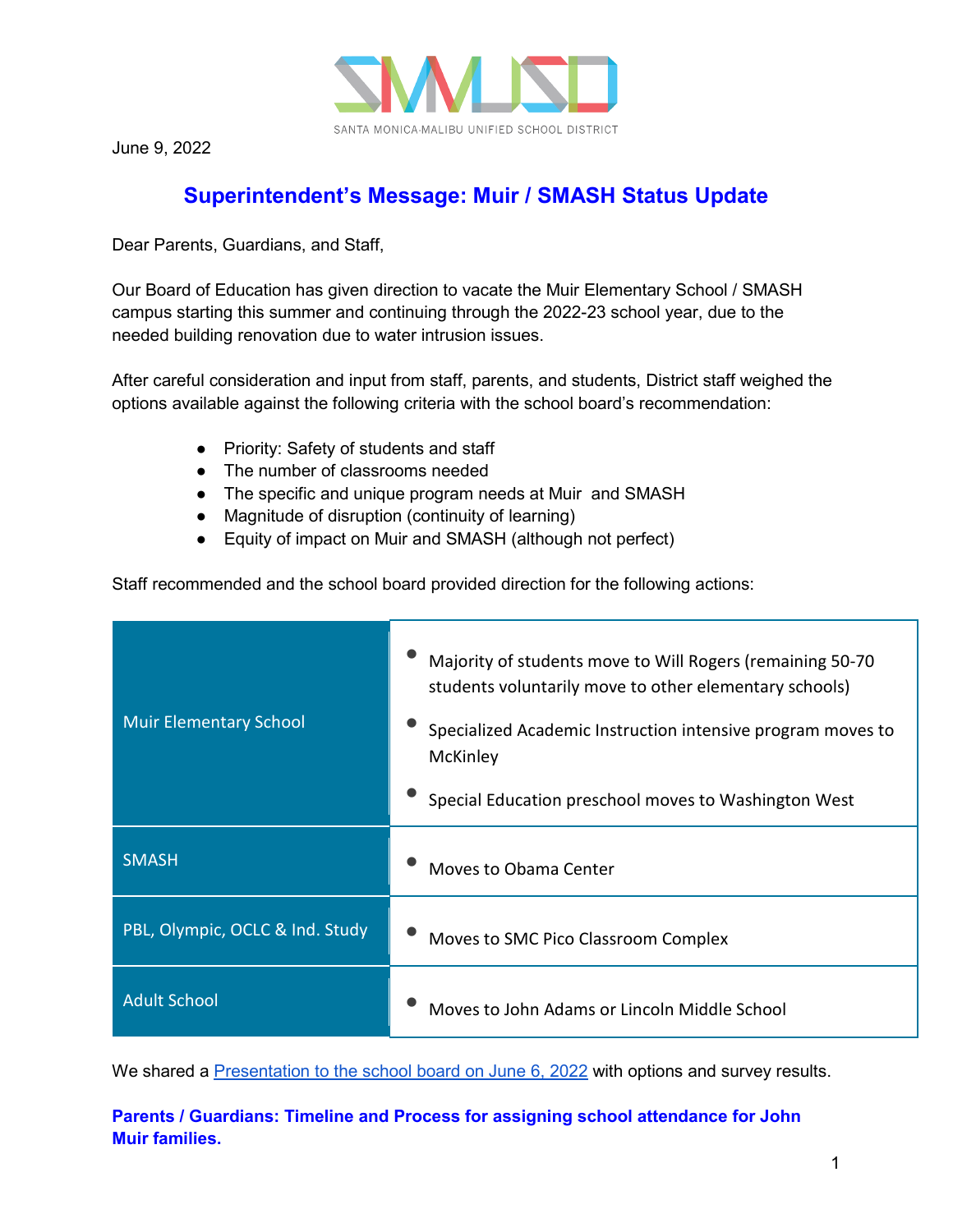SANTA MONICA-MALIBU UNIFIED SCHOOL DISTRICT

June 9, 2022

## Superintendent's Message: Muir / SMASH Status Update

Dear Parents, Guardians, and Staff,

Our Board of Education has given direction to vacate the Muir Elementary School / SMASH campus starting this summer and continuing through the 2022-23 school year, due to the needed building renovation due to water intrusion issues.

After careful consideration and input from staff, parents, and students, District staff weighed the options available against the following criteria with the school board's recommendation:

- Priority: Safety of students and staff
- The number of classrooms needed
- The specific and unique program needs at Muir and SMASH
- Magnitude of disruption (continuity of learning)
- Equity of impact on Muir and SMASH (although not perfect)

Staff recommended and the school board provided direction for the following actions:

| | |
|---|---|
| Muir Elementary School | • Majority of students move to Will Rogers (remaining 50-70 students voluntarily move to other elementary schools)<br>• Specialized Academic Instruction intensive program moves to McKinley<br>• Special Education preschool moves to Washington West |
| SMASH | • Moves to Obama Center |
| PBL, Olympic, OCLC & Ind. Study | • Moves to SMC Pico Classroom Complex |
| Adult School | • Moves to John Adams or Lincoln Middle School |

We shared a [Presentation to the school board on June 6, 2022]() with options and survey results.

**Parents / Guardians: Timeline and Process for assigning school attendance for John Muir families.**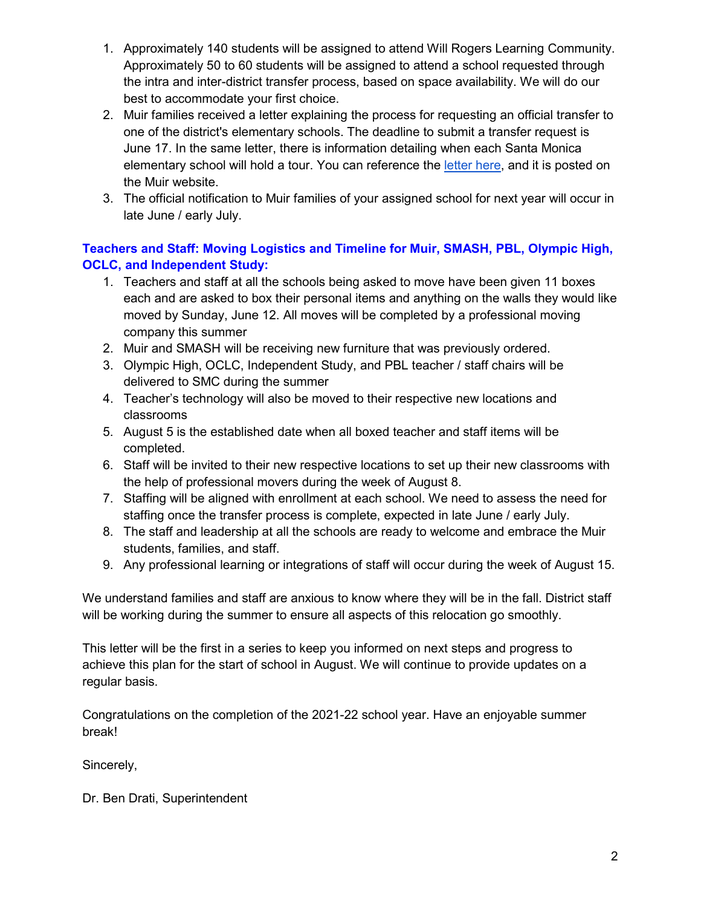1. Approximately 140 students will be assigned to attend Will Rogers Learning Community. Approximately 50 to 60 students will be assigned to attend a school requested through the intra and inter-district transfer process, based on space availability. We will do our best to accommodate your first choice.
2. Muir families received a letter explaining the process for requesting an official transfer to one of the district's elementary schools. The deadline to submit a transfer request is June 17. In the same letter, there is information detailing when each Santa Monica elementary school will hold a tour. You can reference the letter here, and it is posted on the Muir website.
3. The official notification to Muir families of your assigned school for next year will occur in late June / early July.

**Teachers and Staff: Moving Logistics and Timeline for Muir, SMASH, PBL, Olympic High, OCLC, and Independent Study:**

1. Teachers and staff at all the schools being asked to move have been given 11 boxes each and are asked to box their personal items and anything on the walls they would like moved by Sunday, June 12. All moves will be completed by a professional moving company this summer
2. Muir and SMASH will be receiving new furniture that was previously ordered.
3. Olympic High, OCLC, Independent Study, and PBL teacher / staff chairs will be delivered to SMC during the summer
4. Teacher's technology will also be moved to their respective new locations and classrooms
5. August 5 is the established date when all boxed teacher and staff items will be completed.
6. Staff will be invited to their new respective locations to set up their new classrooms with the help of professional movers during the week of August 8.
7. Staffing will be aligned with enrollment at each school. We need to assess the need for staffing once the transfer process is complete, expected in late June / early July.
8. The staff and leadership at all the schools are ready to welcome and embrace the Muir students, families, and staff.
9. Any professional learning or integrations of staff will occur during the week of August 15.

We understand families and staff are anxious to know where they will be in the fall. District staff will be working during the summer to ensure all aspects of this relocation go smoothly.

This letter will be the first in a series to keep you informed on next steps and progress to achieve this plan for the start of school in August. We will continue to provide updates on a regular basis.

Congratulations on the completion of the 2021-22 school year. Have an enjoyable summer break!

Sincerely,

Dr. Ben Drati, Superintendent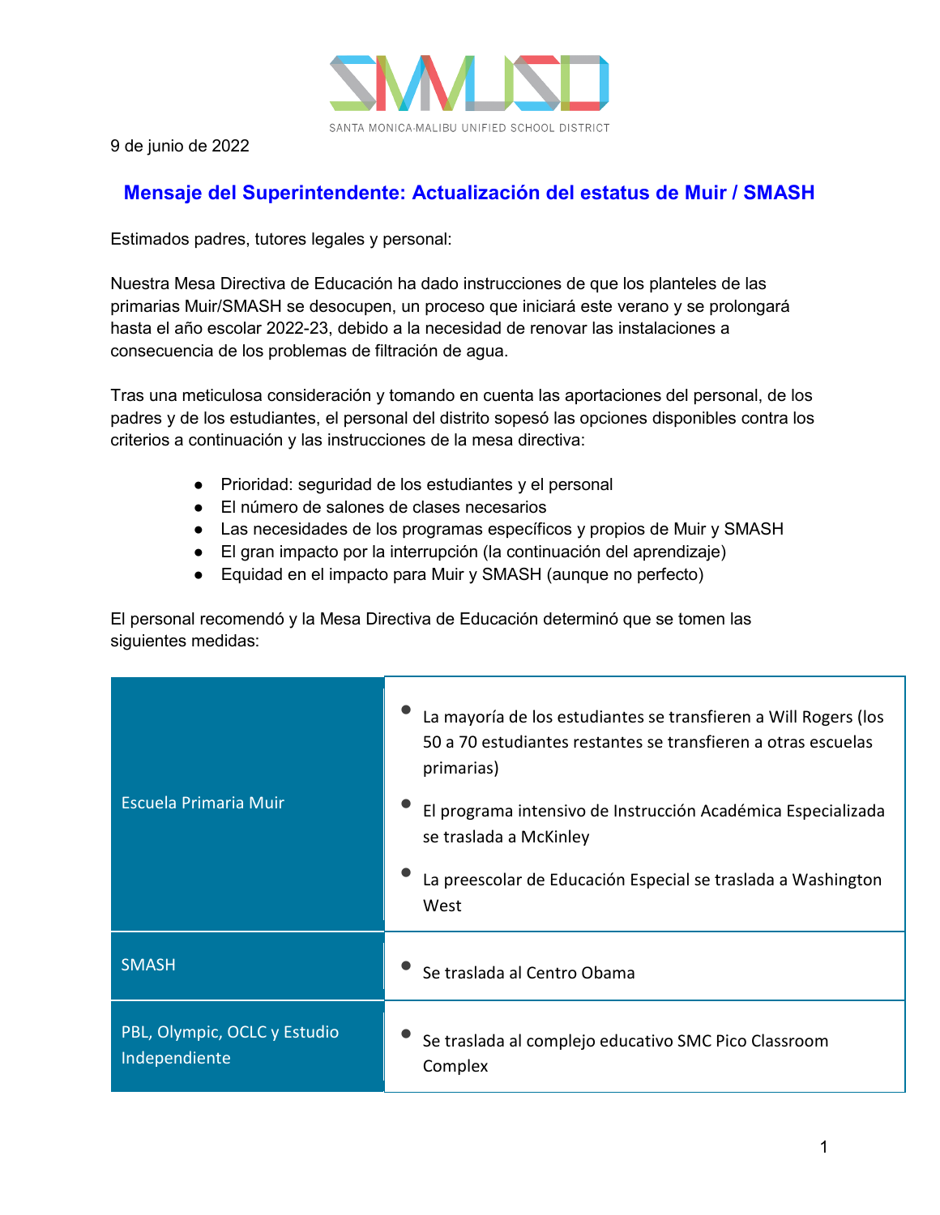9 de junio de 2022

## Mensaje del Superintendente: Actualización del estatus de Muir / SMASH

Estimados padres, tutores legales y personal:

Nuestra Mesa Directiva de Educación ha dado instrucciones de que los planteles de las primarias Muir/SMASH se desocupen, un proceso que iniciará este verano y se prolongará hasta el año escolar 2022-23, debido a la necesidad de renovar las instalaciones a consecuencia de los problemas de filtración de agua.

Tras una meticulosa consideración y tomando en cuenta las aportaciones del personal, de los padres y de los estudiantes, el personal del distrito sopesó las opciones disponibles contra los criterios a continuación y las instrucciones de la mesa directiva:

- Prioridad: seguridad de los estudiantes y el personal
- El número de salones de clases necesarios
- Las necesidades de los programas específicos y propios de Muir y SMASH
- El gran impacto por la interrupción (la continuación del aprendizaje)
- Equidad en el impacto para Muir y SMASH (aunque no perfecto)

El personal recomendó y la Mesa Directiva de Educación determinó que se tomen las siguientes medidas:

| | |
|---|---|
| Escuela Primaria Muir | • La mayoría de los estudiantes se transfieren a Will Rogers (los 50 a 70 estudiantes restantes se transfieren a otras escuelas primarias)<br>• El programa intensivo de Instrucción Académica Especializada se traslada a McKinley<br>• La preescolar de Educación Especial se traslada a Washington West |
| SMASH | • Se traslada al Centro Obama |
| PBL, Olympic, OCLC y Estudio Independiente | • Se traslada al complejo educativo SMC Pico Classroom Complex |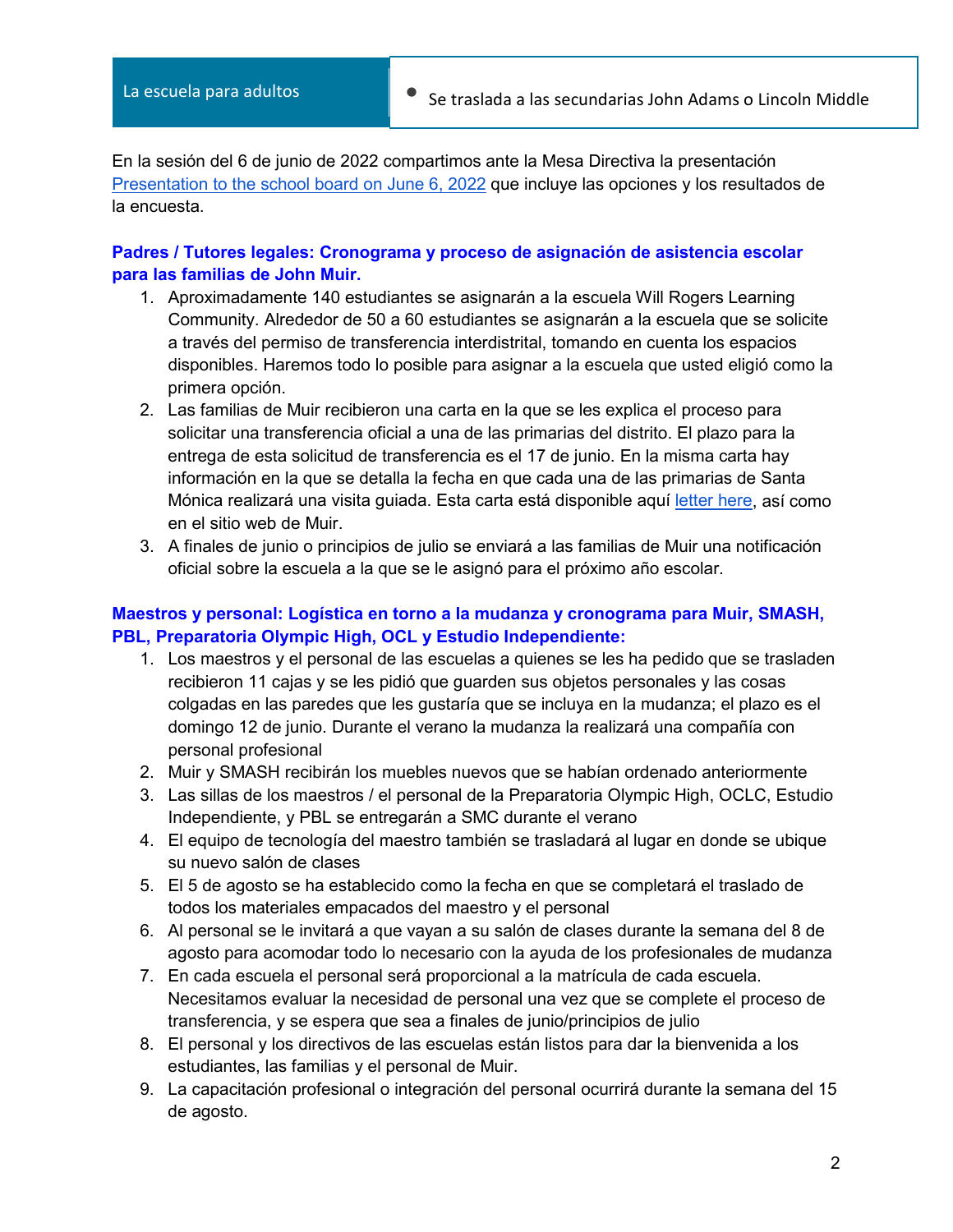| La escuela para adultos | • Se traslada a las secundarias John Adams o Lincoln Middle |
| --- | --- |

En la sesión del 6 de junio de 2022 compartimos ante la Mesa Directiva la presentación [Presentation to the school board on June 6, 2022]() que incluye las opciones y los resultados de la encuesta.

**Padres / Tutores legales: Cronograma y proceso de asignación de asistencia escolar para las familias de John Muir.**

1. Aproximadamente 140 estudiantes se asignarán a la escuela Will Rogers Learning Community. Alrededor de 50 a 60 estudiantes se asignarán a la escuela que se solicite a través del permiso de transferencia interdistrital, tomando en cuenta los espacios disponibles. Haremos todo lo posible para asignar a la escuela que usted eligió como la primera opción.
2. Las familias de Muir recibieron una carta en la que se les explica el proceso para solicitar una transferencia oficial a una de las primarias del distrito. El plazo para la entrega de esta solicitud de transferencia es el 17 de junio. En la misma carta hay información en la que se detalla la fecha en que cada una de las primarias de Santa Mónica realizará una visita guiada. Esta carta está disponible aquí [letter here](), así como en el sitio web de Muir.
3. A finales de junio o principios de julio se enviará a las familias de Muir una notificación oficial sobre la escuela a la que se le asignó para el próximo año escolar.

**Maestros y personal: Logística en torno a la mudanza y cronograma para Muir, SMASH, PBL, Preparatoria Olympic High, OCL y Estudio Independiente:**

1. Los maestros y el personal de las escuelas a quienes se les ha pedido que se trasladen recibieron 11 cajas y se les pidió que guarden sus objetos personales y las cosas colgadas en las paredes que les gustaría que se incluya en la mudanza; el plazo es el domingo 12 de junio. Durante el verano la mudanza la realizará una compañía con personal profesional
2. Muir y SMASH recibirán los muebles nuevos que se habían ordenado anteriormente
3. Las sillas de los maestros / el personal de la Preparatoria Olympic High, OCLC, Estudio Independiente, y PBL se entregarán a SMC durante el verano
4. El equipo de tecnología del maestro también se trasladará al lugar en donde se ubique su nuevo salón de clases
5. El 5 de agosto se ha establecido como la fecha en que se completará el traslado de todos los materiales empacados del maestro y el personal
6. Al personal se le invitará a que vayan a su salón de clases durante la semana del 8 de agosto para acomodar todo lo necesario con la ayuda de los profesionales de mudanza
7. En cada escuela el personal será proporcional a la matrícula de cada escuela. Necesitamos evaluar la necesidad de personal una vez que se complete el proceso de transferencia, y se espera que sea a finales de junio/principios de julio
8. El personal y los directivos de las escuelas están listos para dar la bienvenida a los estudiantes, las familias y el personal de Muir.
9. La capacitación profesional o integración del personal ocurrirá durante la semana del 15 de agosto.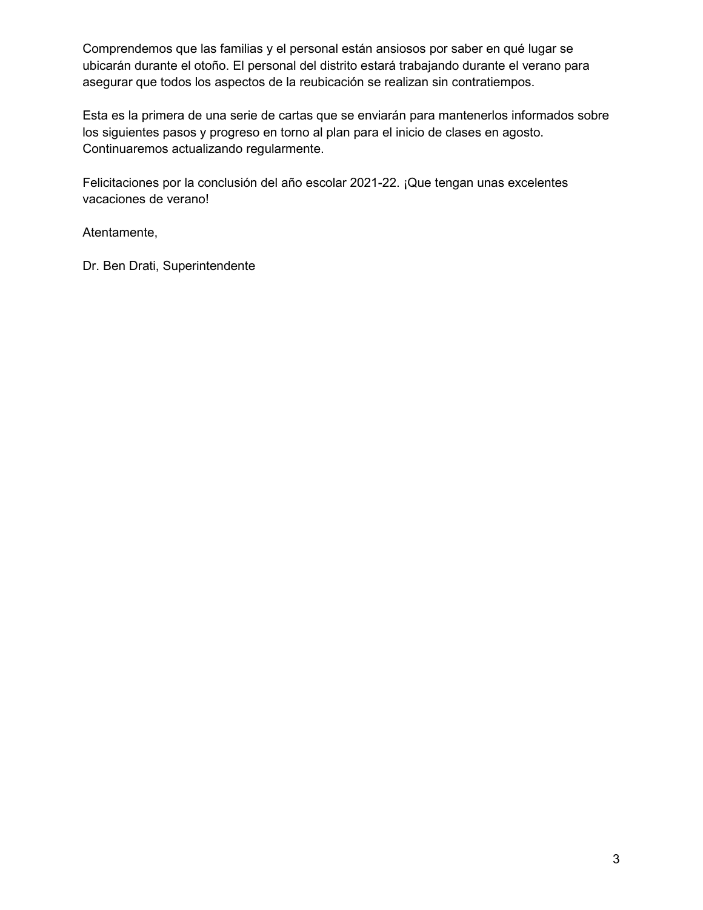Comprendemos que las familias y el personal están ansiosos por saber en qué lugar se ubicarán durante el otoño. El personal del distrito estará trabajando durante el verano para asegurar que todos los aspectos de la reubicación se realizan sin contratiempos.

Esta es la primera de una serie de cartas que se enviarán para mantenerlos informados sobre los siguientes pasos y progreso en torno al plan para el inicio de clases en agosto. Continuaremos actualizando regularmente.

Felicitaciones por la conclusión del año escolar 2021-22. ¡Que tengan unas excelentes vacaciones de verano!

Atentamente,

Dr. Ben Drati, Superintendente